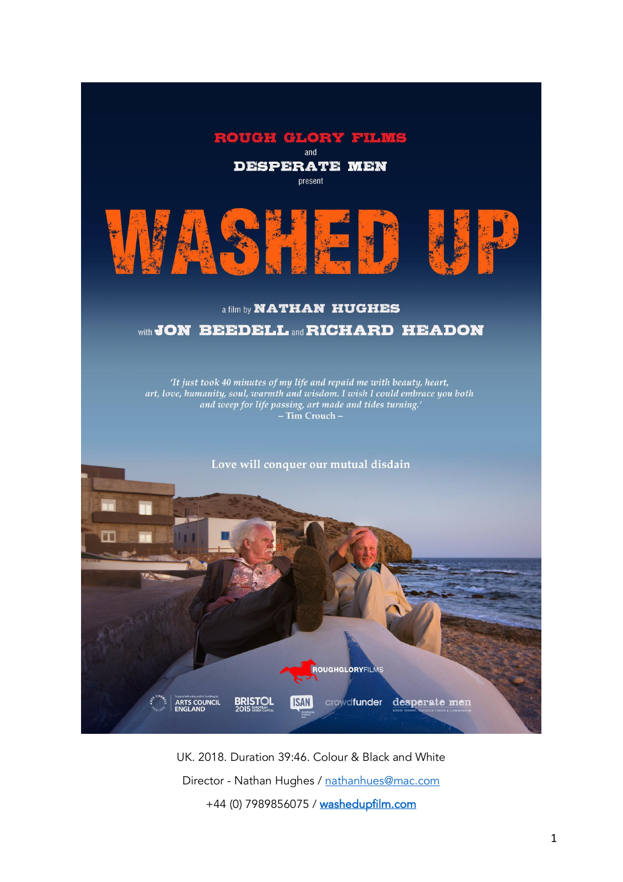ROUGH GLORY FILMS

and

DESPERATE MEN

present

# WASHED UP

a film by **NATHAN HUGHES**

with **JON BEEDELL** and **RICHARD HEADON**

*'It just took 40 minutes of my life and repaid me with beauty, heart, art, love, humanity, soul, warmth and wisdom. I wish I could embrace you both and weep for life passing, art made and tides turning.'*
– Tim Crouch –

Love will conquer our mutual disdain

ROUGHGLORYFILMS

Supported using public funding by ARTS COUNCIL ENGLAND · BRISTOL 2015 EUROPEAN GREEN CAPITAL · ISAN · crowdfunder · desperate men STREET THEATRE, OUTDOOR EVENTS & COMMISSIONS

UK. 2018. Duration 39:46. Colour & Black and White

Director - Nathan Hughes / nathanhues@mac.com

+44 (0) 7989856075 / washedupfilm.com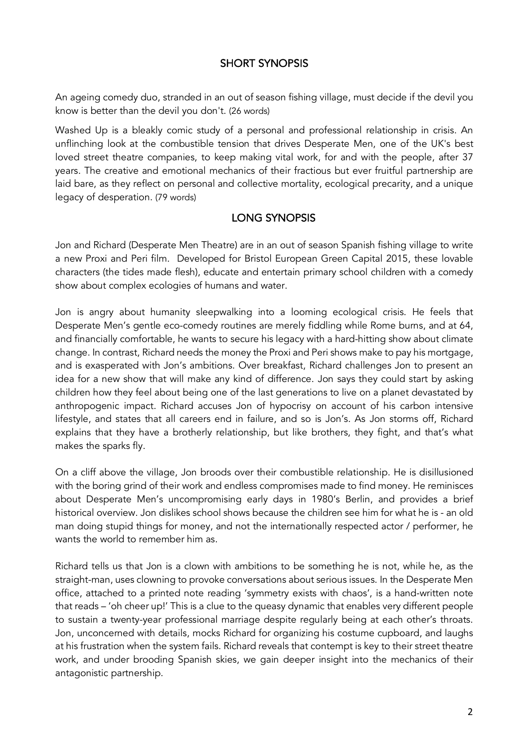## SHORT SYNOPSIS

An ageing comedy duo, stranded in an out of season fishing village, must decide if the devil you know is better than the devil you don't. (26 words)

Washed Up is a bleakly comic study of a personal and professional relationship in crisis. An unflinching look at the combustible tension that drives Desperate Men, one of the UK's best loved street theatre companies, to keep making vital work, for and with the people, after 37 years. The creative and emotional mechanics of their fractious but ever fruitful partnership are laid bare, as they reflect on personal and collective mortality, ecological precarity, and a unique legacy of desperation. (79 words)

## LONG SYNOPSIS

Jon and Richard (Desperate Men Theatre) are in an out of season Spanish fishing village to write a new Proxi and Peri film. Developed for Bristol European Green Capital 2015, these lovable characters (the tides made flesh), educate and entertain primary school children with a comedy show about complex ecologies of humans and water.

Jon is angry about humanity sleepwalking into a looming ecological crisis. He feels that Desperate Men's gentle eco-comedy routines are merely fiddling while Rome burns, and at 64, and financially comfortable, he wants to secure his legacy with a hard-hitting show about climate change. In contrast, Richard needs the money the Proxi and Peri shows make to pay his mortgage, and is exasperated with Jon's ambitions. Over breakfast, Richard challenges Jon to present an idea for a new show that will make any kind of difference. Jon says they could start by asking children how they feel about being one of the last generations to live on a planet devastated by anthropogenic impact. Richard accuses Jon of hypocrisy on account of his carbon intensive lifestyle, and states that all careers end in failure, and so is Jon's. As Jon storms off, Richard explains that they have a brotherly relationship, but like brothers, they fight, and that's what makes the sparks fly.

On a cliff above the village, Jon broods over their combustible relationship. He is disillusioned with the boring grind of their work and endless compromises made to find money. He reminisces about Desperate Men's uncompromising early days in 1980's Berlin, and provides a brief historical overview. Jon dislikes school shows because the children see him for what he is - an old man doing stupid things for money, and not the internationally respected actor / performer, he wants the world to remember him as.

Richard tells us that Jon is a clown with ambitions to be something he is not, while he, as the straight-man, uses clowning to provoke conversations about serious issues. In the Desperate Men office, attached to a printed note reading 'symmetry exists with chaos', is a hand-written note that reads – 'oh cheer up!' This is a clue to the queasy dynamic that enables very different people to sustain a twenty-year professional marriage despite regularly being at each other's throats. Jon, unconcerned with details, mocks Richard for organizing his costume cupboard, and laughs at his frustration when the system fails. Richard reveals that contempt is key to their street theatre work, and under brooding Spanish skies, we gain deeper insight into the mechanics of their antagonistic partnership.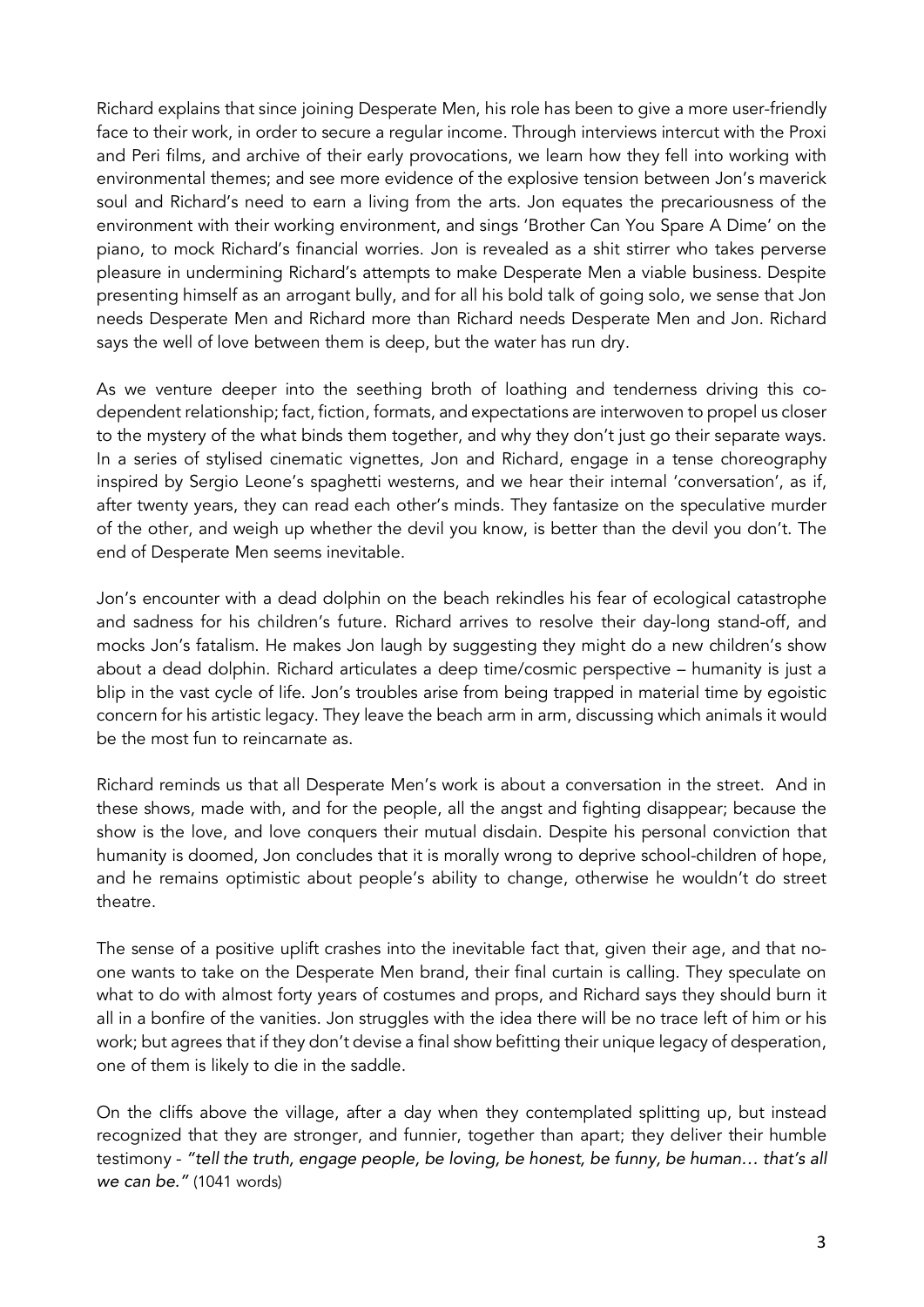Richard explains that since joining Desperate Men, his role has been to give a more user-friendly face to their work, in order to secure a regular income. Through interviews intercut with the Proxi and Peri films, and archive of their early provocations, we learn how they fell into working with environmental themes; and see more evidence of the explosive tension between Jon's maverick soul and Richard's need to earn a living from the arts. Jon equates the precariousness of the environment with their working environment, and sings 'Brother Can You Spare A Dime' on the piano, to mock Richard's financial worries. Jon is revealed as a shit stirrer who takes perverse pleasure in undermining Richard's attempts to make Desperate Men a viable business. Despite presenting himself as an arrogant bully, and for all his bold talk of going solo, we sense that Jon needs Desperate Men and Richard more than Richard needs Desperate Men and Jon. Richard says the well of love between them is deep, but the water has run dry.

As we venture deeper into the seething broth of loathing and tenderness driving this co-dependent relationship; fact, fiction, formats, and expectations are interwoven to propel us closer to the mystery of the what binds them together, and why they don't just go their separate ways. In a series of stylised cinematic vignettes, Jon and Richard, engage in a tense choreography inspired by Sergio Leone's spaghetti westerns, and we hear their internal 'conversation', as if, after twenty years, they can read each other's minds. They fantasize on the speculative murder of the other, and weigh up whether the devil you know, is better than the devil you don't. The end of Desperate Men seems inevitable.

Jon's encounter with a dead dolphin on the beach rekindles his fear of ecological catastrophe and sadness for his children's future. Richard arrives to resolve their day-long stand-off, and mocks Jon's fatalism. He makes Jon laugh by suggesting they might do a new children's show about a dead dolphin. Richard articulates a deep time/cosmic perspective – humanity is just a blip in the vast cycle of life. Jon's troubles arise from being trapped in material time by egoistic concern for his artistic legacy. They leave the beach arm in arm, discussing which animals it would be the most fun to reincarnate as.

Richard reminds us that all Desperate Men's work is about a conversation in the street. And in these shows, made with, and for the people, all the angst and fighting disappear; because the show is the love, and love conquers their mutual disdain. Despite his personal conviction that humanity is doomed, Jon concludes that it is morally wrong to deprive school-children of hope, and he remains optimistic about people's ability to change, otherwise he wouldn't do street theatre.

The sense of a positive uplift crashes into the inevitable fact that, given their age, and that no-one wants to take on the Desperate Men brand, their final curtain is calling. They speculate on what to do with almost forty years of costumes and props, and Richard says they should burn it all in a bonfire of the vanities. Jon struggles with the idea there will be no trace left of him or his work; but agrees that if they don't devise a final show befitting their unique legacy of desperation, one of them is likely to die in the saddle.

On the cliffs above the village, after a day when they contemplated splitting up, but instead recognized that they are stronger, and funnier, together than apart; they deliver their humble testimony - *"tell the truth, engage people, be loving, be honest, be funny, be human… that's all we can be."* (1041 words)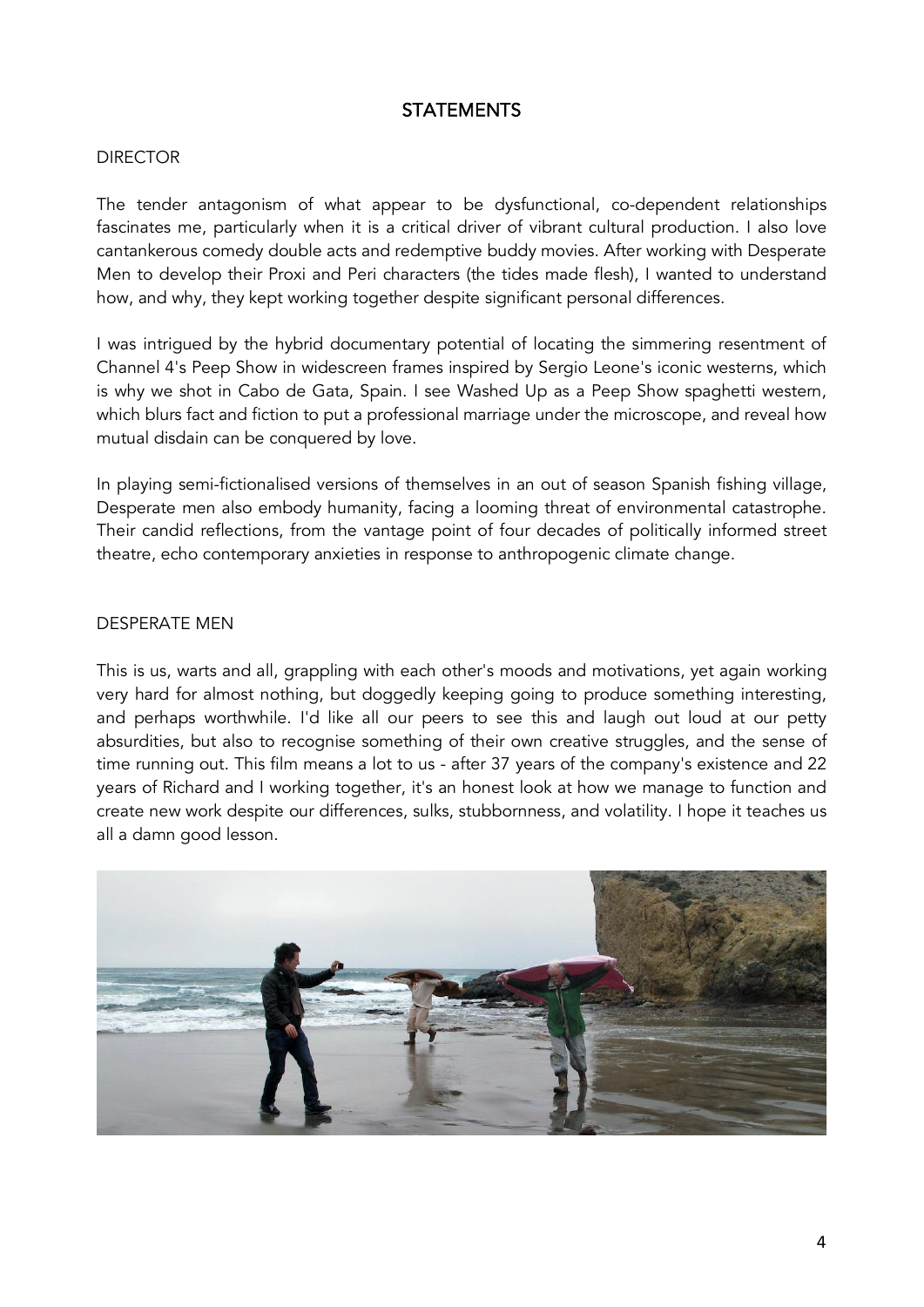# STATEMENTS

## DIRECTOR

The tender antagonism of what appear to be dysfunctional, co-dependent relationships fascinates me, particularly when it is a critical driver of vibrant cultural production. I also love cantankerous comedy double acts and redemptive buddy movies. After working with Desperate Men to develop their Proxi and Peri characters (the tides made flesh), I wanted to understand how, and why, they kept working together despite significant personal differences.

I was intrigued by the hybrid documentary potential of locating the simmering resentment of Channel 4's Peep Show in widescreen frames inspired by Sergio Leone's iconic westerns, which is why we shot in Cabo de Gata, Spain. I see Washed Up as a Peep Show spaghetti western, which blurs fact and fiction to put a professional marriage under the microscope, and reveal how mutual disdain can be conquered by love.

In playing semi-fictionalised versions of themselves in an out of season Spanish fishing village, Desperate men also embody humanity, facing a looming threat of environmental catastrophe. Their candid reflections, from the vantage point of four decades of politically informed street theatre, echo contemporary anxieties in response to anthropogenic climate change.

## DESPERATE MEN

This is us, warts and all, grappling with each other's moods and motivations, yet again working very hard for almost nothing, but doggedly keeping going to produce something interesting, and perhaps worthwhile. I'd like all our peers to see this and laugh out loud at our petty absurdities, but also to recognise something of their own creative struggles, and the sense of time running out. This film means a lot to us - after 37 years of the company's existence and 22 years of Richard and I working together, it's an honest look at how we manage to function and create new work despite our differences, sulks, stubbornness, and volatility. I hope it teaches us all a damn good lesson.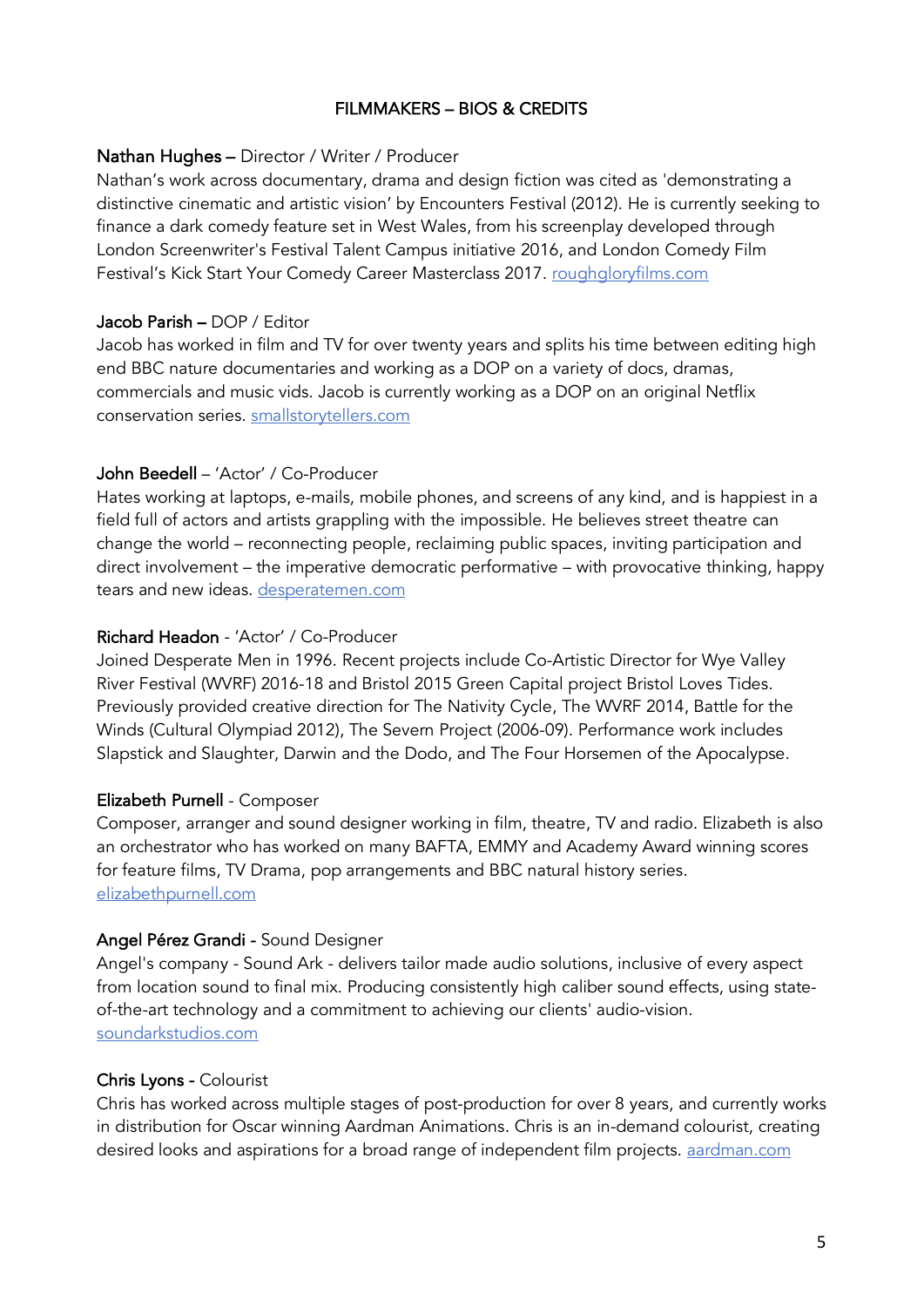## FILMMAKERS – BIOS & CREDITS

**Nathan Hughes –** Director / Writer / Producer
Nathan's work across documentary, drama and design fiction was cited as 'demonstrating a distinctive cinematic and artistic vision' by Encounters Festival (2012). He is currently seeking to finance a dark comedy feature set in West Wales, from his screenplay developed through London Screenwriter's Festival Talent Campus initiative 2016, and London Comedy Film Festival's Kick Start Your Comedy Career Masterclass 2017. [roughgloryfilms.com](roughgloryfilms.com)

**Jacob Parish –** DOP / Editor
Jacob has worked in film and TV for over twenty years and splits his time between editing high end BBC nature documentaries and working as a DOP on a variety of docs, dramas, commercials and music vids. Jacob is currently working as a DOP on an original Netflix conservation series. [smallstorytellers.com](smallstorytellers.com)

**John Beedell** – 'Actor' / Co-Producer
Hates working at laptops, e-mails, mobile phones, and screens of any kind, and is happiest in a field full of actors and artists grappling with the impossible. He believes street theatre can change the world – reconnecting people, reclaiming public spaces, inviting participation and direct involvement – the imperative democratic performative – with provocative thinking, happy tears and new ideas. [desperatemen.com](desperatemen.com)

**Richard Headon** - 'Actor' / Co-Producer
Joined Desperate Men in 1996. Recent projects include Co-Artistic Director for Wye Valley River Festival (WVRF) 2016-18 and Bristol 2015 Green Capital project Bristol Loves Tides. Previously provided creative direction for The Nativity Cycle, The WVRF 2014, Battle for the Winds (Cultural Olympiad 2012), The Severn Project (2006-09). Performance work includes Slapstick and Slaughter, Darwin and the Dodo, and The Four Horsemen of the Apocalypse.

**Elizabeth Purnell** - Composer
Composer, arranger and sound designer working in film, theatre, TV and radio. Elizabeth is also an orchestrator who has worked on many BAFTA, EMMY and Academy Award winning scores for feature films, TV Drama, pop arrangements and BBC natural history series. [elizabethpurnell.com](elizabethpurnell.com)

**Angel Pérez Grandi** - Sound Designer
Angel's company - Sound Ark - delivers tailor made audio solutions, inclusive of every aspect from location sound to final mix. Producing consistently high caliber sound effects, using state-of-the-art technology and a commitment to achieving our clients' audio-vision. [soundarkstudios.com](soundarkstudios.com)

**Chris Lyons** - Colourist
Chris has worked across multiple stages of post-production for over 8 years, and currently works in distribution for Oscar winning Aardman Animations. Chris is an in-demand colourist, creating desired looks and aspirations for a broad range of independent film projects. [aardman.com](aardman.com)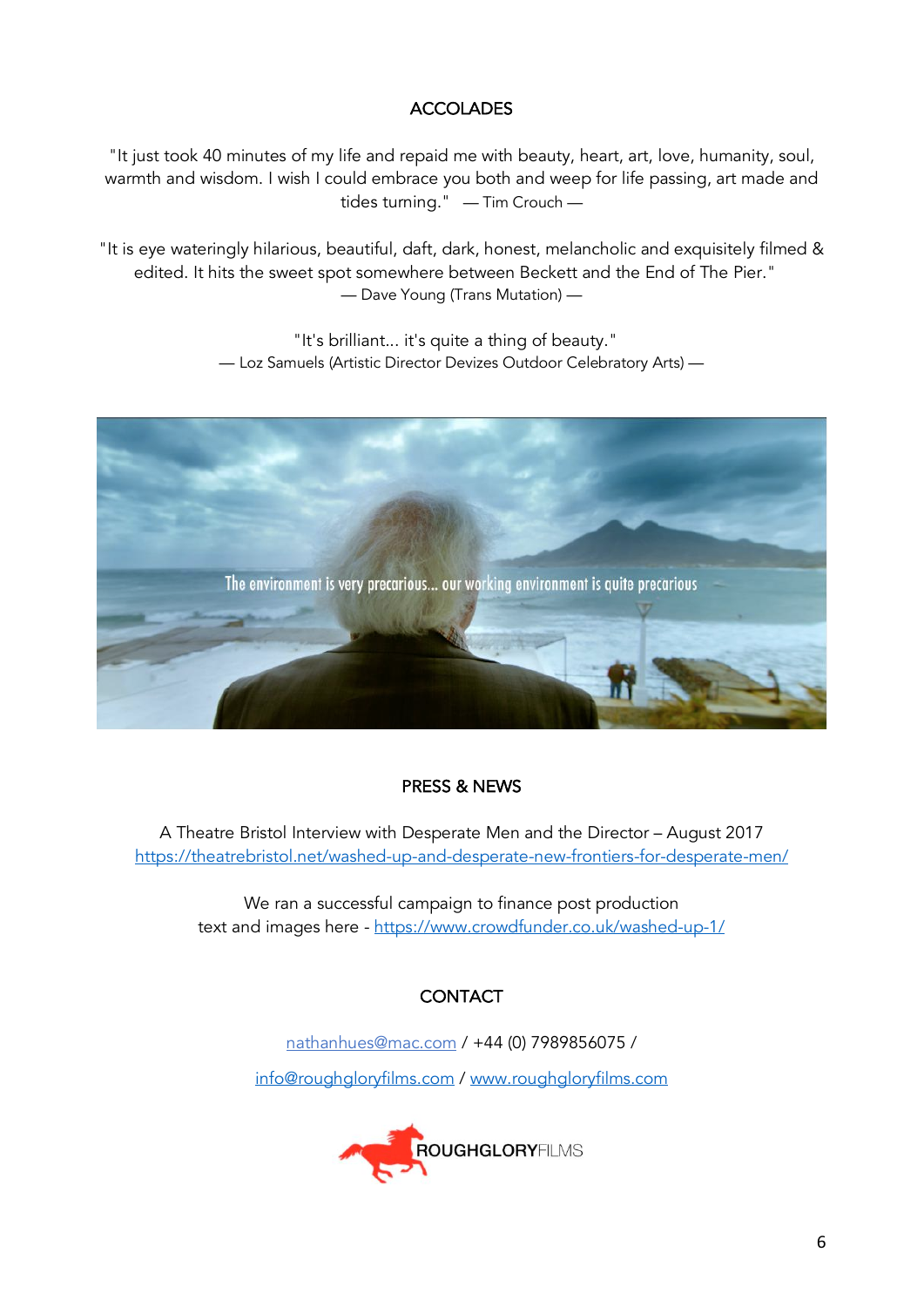## ACCOLADES

"It just took 40 minutes of my life and repaid me with beauty, heart, art, love, humanity, soul, warmth and wisdom. I wish I could embrace you both and weep for life passing, art made and tides turning." — Tim Crouch —

"It is eye wateringly hilarious, beautiful, daft, dark, honest, melancholic and exquisitely filmed & edited. It hits the sweet spot somewhere between Beckett and the End of The Pier."
— Dave Young (Trans Mutation) —

"It's brilliant... it's quite a thing of beauty."
— Loz Samuels (Artistic Director Devizes Outdoor Celebratory Arts) —

## PRESS & NEWS

A Theatre Bristol Interview with Desperate Men and the Director – August 2017
https://theatrebristol.net/washed-up-and-desperate-new-frontiers-for-desperate-men/

We ran a successful campaign to finance post production
text and images here - https://www.crowdfunder.co.uk/washed-up-1/

## CONTACT

nathanhues@mac.com / +44 (0) 7989856075 /

info@roughgloryfilms.com / www.roughgloryfilms.com

ROUGHGLORYFILMS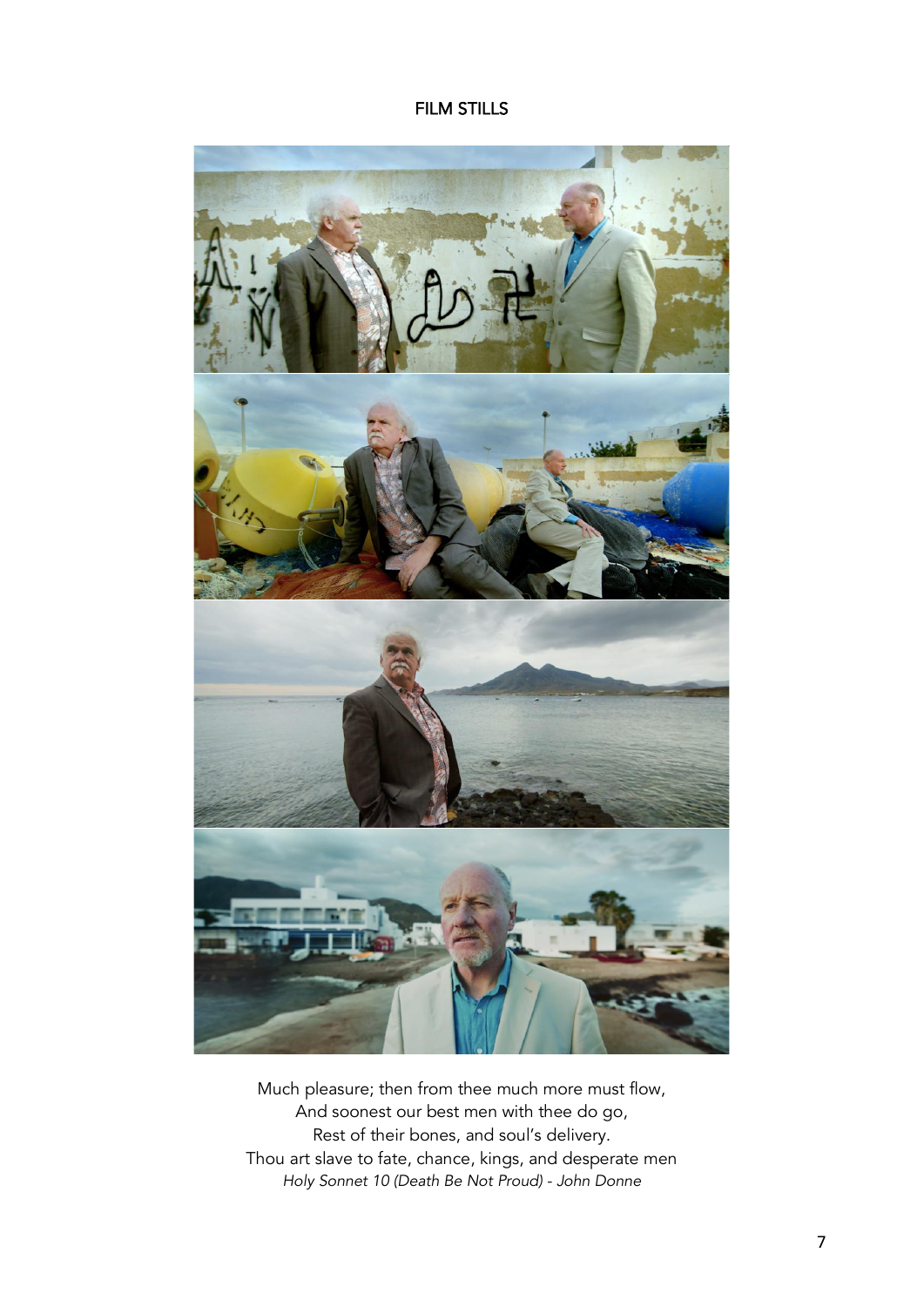FILM STILLS

Much pleasure; then from thee much more must flow,
And soonest our best men with thee do go,
Rest of their bones, and soul's delivery.
Thou art slave to fate, chance, kings, and desperate men
*Holy Sonnet 10 (Death Be Not Proud) - John Donne*